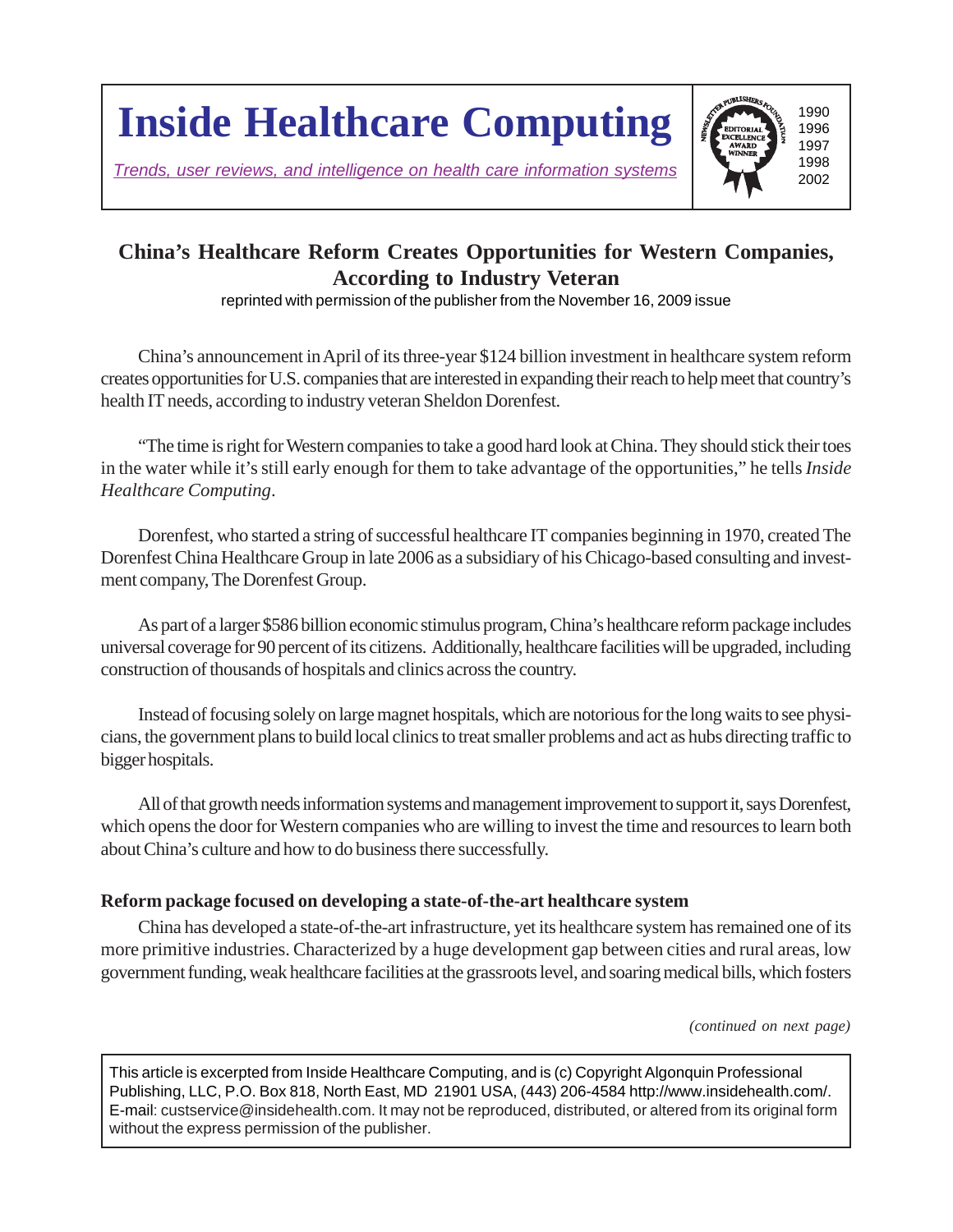# Inside Healthcare Computing

*Trends, user reviews, and intelligence on health care information systems*

NEWSLETTER PUBLISHERS FOUNDATION EDITORIAL EXCELLENCE AWARD WINNER 1990 1996 1997 1998 2002

## China's Healthcare Reform Creates Opportunities for Western Companies, According to Industry Veteran

reprinted with permission of the publisher from the November 16, 2009 issue

China's announcement in April of its three-year $124 billion investment in healthcare system reform creates opportunities for U.S. companies that are interested in expanding their reach to help meet that country's health IT needs, according to industry veteran Sheldon Dorenfest.

"The time is right for Western companies to take a good hard look at China. They should stick their toes in the water while it's still early enough for them to take advantage of the opportunities," he tells *Inside Healthcare Computing*.

Dorenfest, who started a string of successful healthcare IT companies beginning in 1970, created The Dorenfest China Healthcare Group in late 2006 as a subsidiary of his Chicago-based consulting and investment company, The Dorenfest Group.

As part of a larger $586 billion economic stimulus program, China's healthcare reform package includes universal coverage for 90 percent of its citizens. Additionally, healthcare facilities will be upgraded, including construction of thousands of hospitals and clinics across the country.

Instead of focusing solely on large magnet hospitals, which are notorious for the long waits to see physicians, the government plans to build local clinics to treat smaller problems and act as hubs directing traffic to bigger hospitals.

All of that growth needs information systems and management improvement to support it, says Dorenfest, which opens the door for Western companies who are willing to invest the time and resources to learn both about China's culture and how to do business there successfully.

### Reform package focused on developing a state-of-the-art healthcare system

China has developed a state-of-the-art infrastructure, yet its healthcare system has remained one of its more primitive industries. Characterized by a huge development gap between cities and rural areas, low government funding, weak healthcare facilities at the grassroots level, and soaring medical bills, which fosters

*(continued on next page)*

This article is excerpted from Inside Healthcare Computing, and is (c) Copyright Algonquin Professional Publishing, LLC, P.O. Box 818, North East, MD 21901 USA, (443) 206-4584 http://www.insidehealth.com/. E-mail: custservice@insidehealth.com. It may not be reproduced, distributed, or altered from its original form without the express permission of the publisher.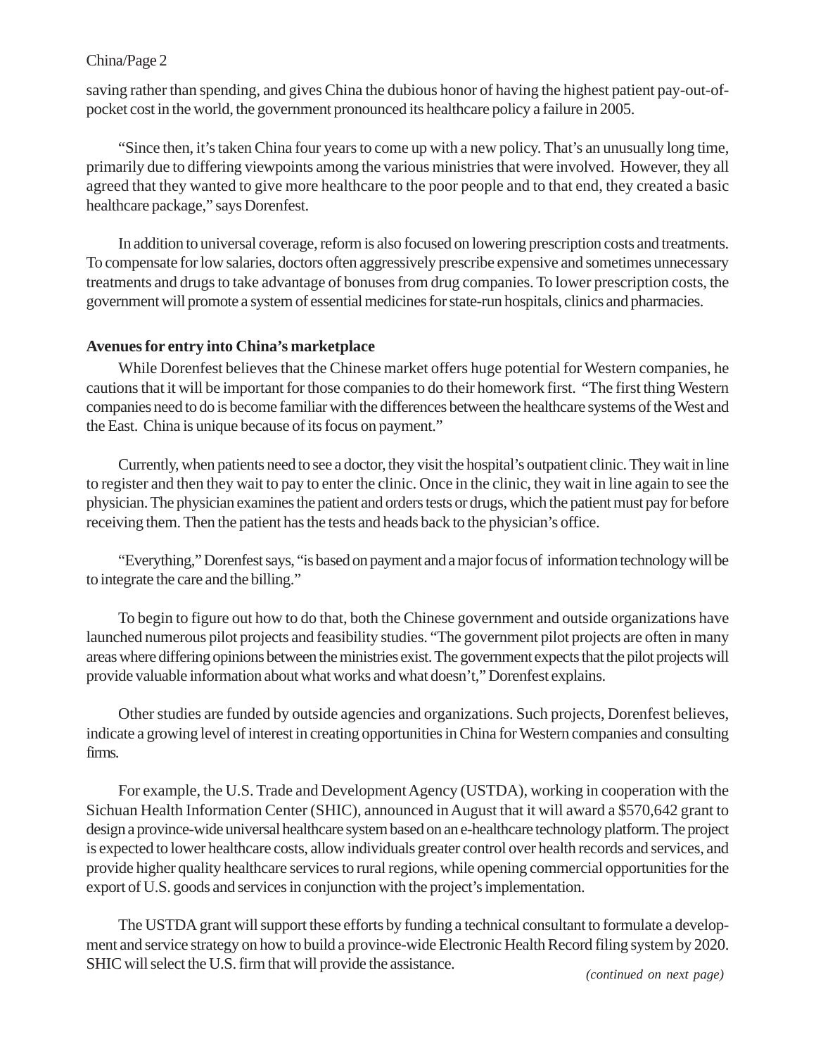saving rather than spending, and gives China the dubious honor of having the highest patient pay-out-of-pocket cost in the world, the government pronounced its healthcare policy a failure in 2005.

"Since then, it's taken China four years to come up with a new policy. That's an unusually long time, primarily due to differing viewpoints among the various ministries that were involved. However, they all agreed that they wanted to give more healthcare to the poor people and to that end, they created a basic healthcare package," says Dorenfest.

In addition to universal coverage, reform is also focused on lowering prescription costs and treatments. To compensate for low salaries, doctors often aggressively prescribe expensive and sometimes unnecessary treatments and drugs to take advantage of bonuses from drug companies. To lower prescription costs, the government will promote a system of essential medicines for state-run hospitals, clinics and pharmacies.

**Avenues for entry into China's marketplace**

While Dorenfest believes that the Chinese market offers huge potential for Western companies, he cautions that it will be important for those companies to do their homework first. "The first thing Western companies need to do is become familiar with the differences between the healthcare systems of the West and the East. China is unique because of its focus on payment."

Currently, when patients need to see a doctor, they visit the hospital's outpatient clinic. They wait in line to register and then they wait to pay to enter the clinic. Once in the clinic, they wait in line again to see the physician. The physician examines the patient and orders tests or drugs, which the patient must pay for before receiving them. Then the patient has the tests and heads back to the physician's office.

"Everything," Dorenfest says, "is based on payment and a major focus of information technology will be to integrate the care and the billing."

To begin to figure out how to do that, both the Chinese government and outside organizations have launched numerous pilot projects and feasibility studies. "The government pilot projects are often in many areas where differing opinions between the ministries exist. The government expects that the pilot projects will provide valuable information about what works and what doesn't," Dorenfest explains.

Other studies are funded by outside agencies and organizations. Such projects, Dorenfest believes, indicate a growing level of interest in creating opportunities in China for Western companies and consulting firms.

For example, the U.S. Trade and Development Agency (USTDA), working in cooperation with the Sichuan Health Information Center (SHIC), announced in August that it will award a $570,642 grant to design a province-wide universal healthcare system based on an e-healthcare technology platform. The project is expected to lower healthcare costs, allow individuals greater control over health records and services, and provide higher quality healthcare services to rural regions, while opening commercial opportunities for the export of U.S. goods and services in conjunction with the project's implementation.

The USTDA grant will support these efforts by funding a technical consultant to formulate a development and service strategy on how to build a province-wide Electronic Health Record filing system by 2020. SHIC will select the U.S. firm that will provide the assistance.

*(continued on next page)*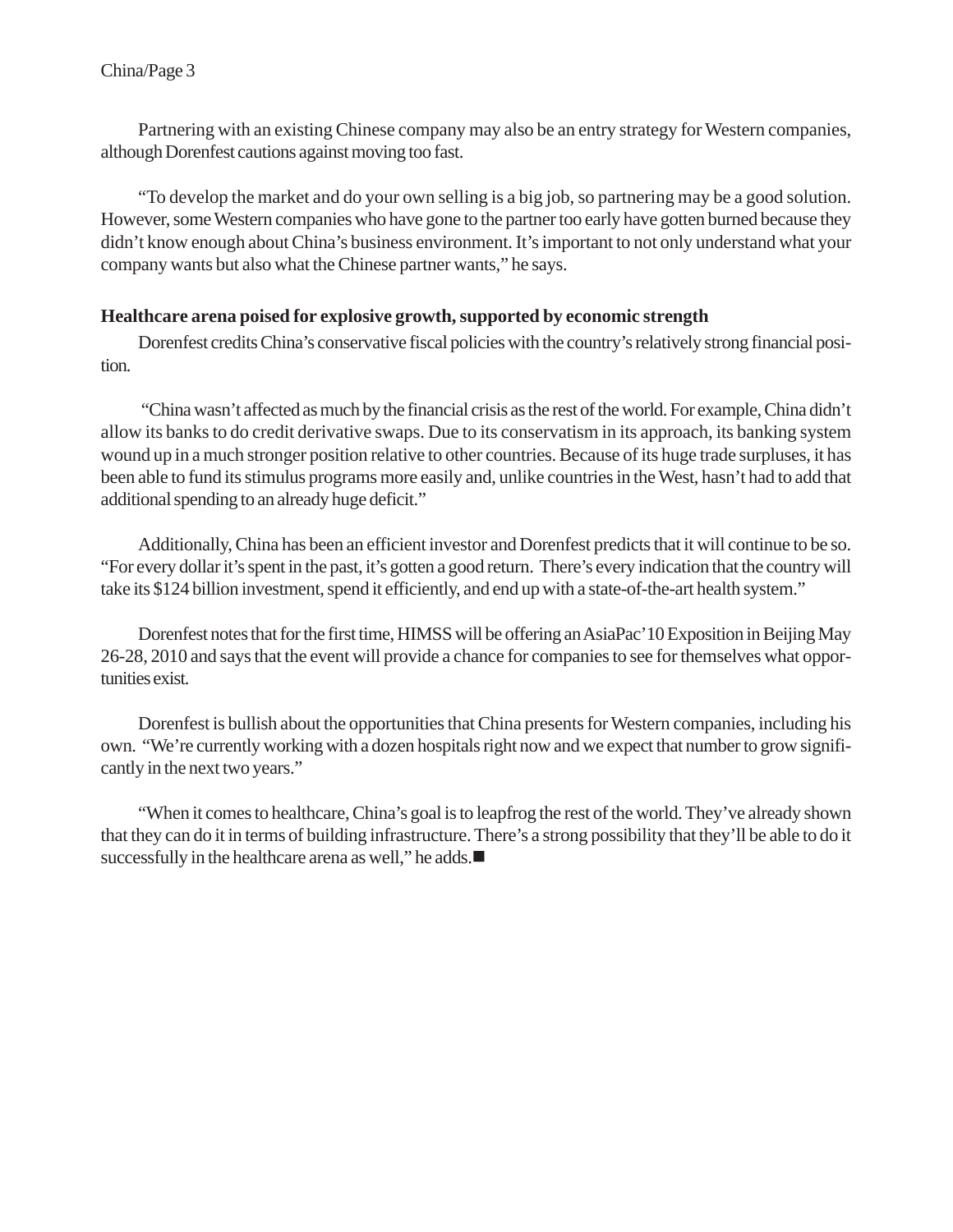Partnering with an existing Chinese company may also be an entry strategy for Western companies, although Dorenfest cautions against moving too fast.

"To develop the market and do your own selling is a big job, so partnering may be a good solution. However, some Western companies who have gone to the partner too early have gotten burned because they didn't know enough about China's business environment. It's important to not only understand what your company wants but also what the Chinese partner wants," he says.

**Healthcare arena poised for explosive growth, supported by economic strength**

Dorenfest credits China's conservative fiscal policies with the country's relatively strong financial position.

"China wasn't affected as much by the financial crisis as the rest of the world. For example, China didn't allow its banks to do credit derivative swaps. Due to its conservatism in its approach, its banking system wound up in a much stronger position relative to other countries. Because of its huge trade surpluses, it has been able to fund its stimulus programs more easily and, unlike countries in the West, hasn't had to add that additional spending to an already huge deficit."

Additionally, China has been an efficient investor and Dorenfest predicts that it will continue to be so. "For every dollar it's spent in the past, it's gotten a good return. There's every indication that the country will take its $124 billion investment, spend it efficiently, and end up with a state-of-the-art health system."

Dorenfest notes that for the first time, HIMSS will be offering an AsiaPac'10 Exposition in Beijing May 26-28, 2010 and says that the event will provide a chance for companies to see for themselves what opportunities exist.

Dorenfest is bullish about the opportunities that China presents for Western companies, including his own. "We're currently working with a dozen hospitals right now and we expect that number to grow significantly in the next two years."

"When it comes to healthcare, China's goal is to leapfrog the rest of the world. They've already shown that they can do it in terms of building infrastructure. There's a strong possibility that they'll be able to do it successfully in the healthcare arena as well," he adds.■